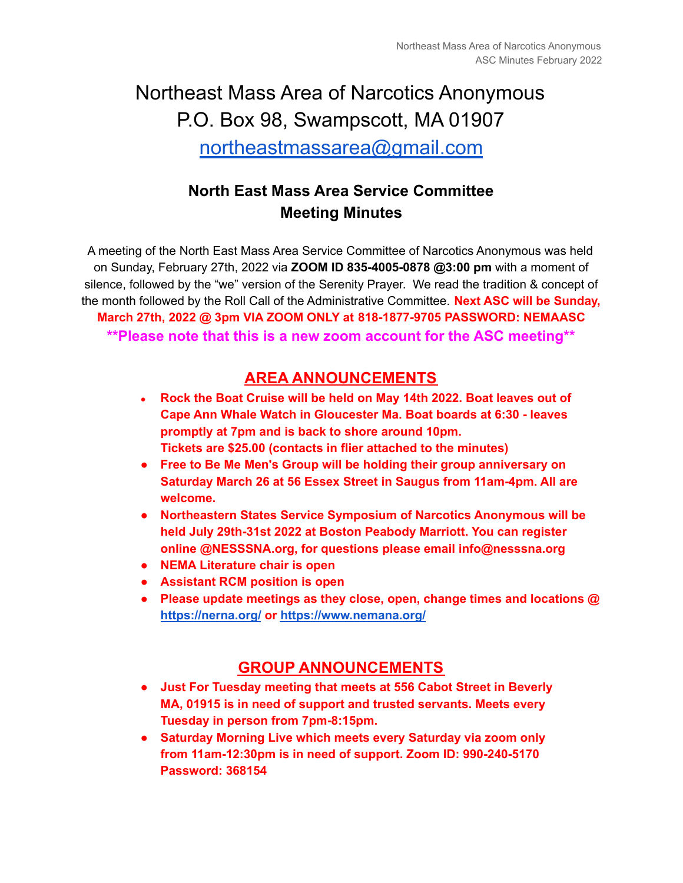# Northeast Mass Area of Narcotics Anonymous

P.O. Box 98, Swampscott, MA 01907

northeastmassarea@gmail.com

## North East Mass Area Service Committee
## Meeting Minutes

A meeting of the North East Mass Area Service Committee of Narcotics Anonymous was held on Sunday, February 27th, 2022 via **ZOOM ID 835-4005-0878 @3:00 pm** with a moment of silence, followed by the "we" version of the Serenity Prayer. We read the tradition & concept of the month followed by the Roll Call of the Administrative Committee. **Next ASC will be Sunday, March 27th, 2022 @ 3pm VIA ZOOM ONLY at 818-1877-9705 PASSWORD: NEMAASC**

**\*\*Please note that this is a new zoom account for the ASC meeting\*\***

## AREA ANNOUNCEMENTS

- **Rock the Boat Cruise will be held on May 14th 2022. Boat leaves out of Cape Ann Whale Watch in Gloucester Ma. Boat boards at 6:30 - leaves promptly at 7pm and is back to shore around 10pm.**
  **Tickets are $25.00 (contacts in flier attached to the minutes)**
- **Free to Be Me Men's Group will be holding their group anniversary on Saturday March 26 at 56 Essex Street in Saugus from 11am-4pm. All are welcome.**
- **Northeastern States Service Symposium of Narcotics Anonymous will be held July 29th-31st 2022 at Boston Peabody Marriott. You can register online @NESSSNA.org, for questions please email info@nesssna.org**
- **NEMA Literature chair is open**
- **Assistant RCM position is open**
- **Please update meetings as they close, open, change times and locations @ https://nerna.org/ or https://www.nemana.org/**

## GROUP ANNOUNCEMENTS

- **Just For Tuesday meeting that meets at 556 Cabot Street in Beverly MA, 01915 is in need of support and trusted servants. Meets every Tuesday in person from 7pm-8:15pm.**
- **Saturday Morning Live which meets every Saturday via zoom only from 11am-12:30pm is in need of support. Zoom ID: 990-240-5170 Password: 368154**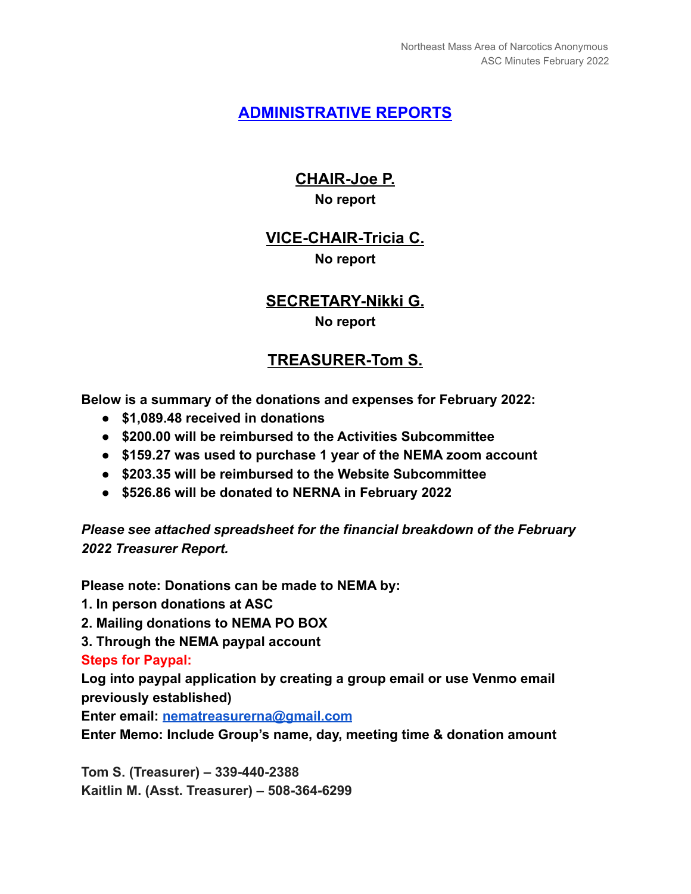# ADMINISTRATIVE REPORTS

## CHAIR-Joe P.

**No report**

## VICE-CHAIR-Tricia C.

**No report**

## SECRETARY-Nikki G.

**No report**

## TREASURER-Tom S.

**Below is a summary of the donations and expenses for February 2022:**

- **$1,089.48 received in donations**
- **$200.00 will be reimbursed to the Activities Subcommittee**
- **$159.27 was used to purchase 1 year of the NEMA zoom account**
- **$203.35 will be reimbursed to the Website Subcommittee**
- **$526.86 will be donated to NERNA in February 2022**

***Please see attached spreadsheet for the financial breakdown of the February 2022 Treasurer Report.***

**Please note: Donations can be made to NEMA by:**

**1. In person donations at ASC**

**2. Mailing donations to NEMA PO BOX**

**3. Through the NEMA paypal account**

**Steps for Paypal:**

**Log into paypal application by creating a group email or use Venmo email previously established)**

**Enter email: [nematreasurerna@gmail.com](mailto:nematreasurerna@gmail.com)**

**Enter Memo: Include Group's name, day, meeting time & donation amount**

**Tom S. (Treasurer) – 339-440-2388**

**Kaitlin M. (Asst. Treasurer) – 508-364-6299**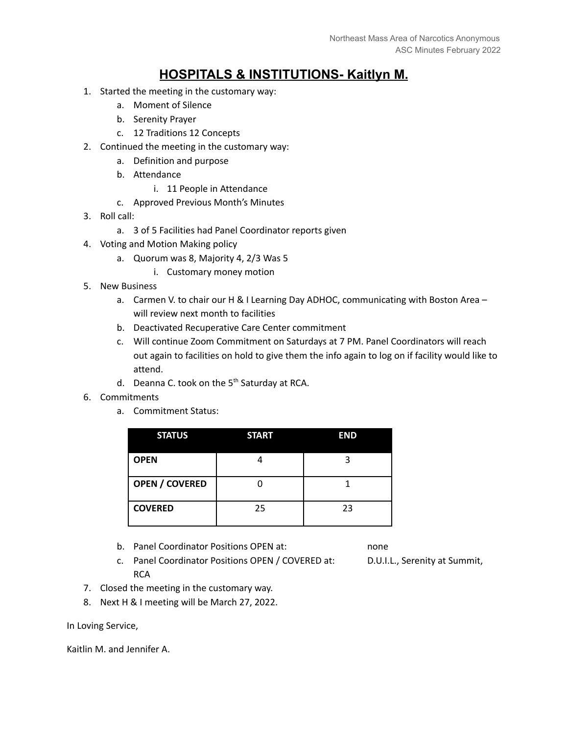## HOSPITALS & INSTITUTIONS- Kaitlyn M.

1. Started the meeting in the customary way:
    a. Moment of Silence
    b. Serenity Prayer
    c. 12 Traditions 12 Concepts
2. Continued the meeting in the customary way:
    a. Definition and purpose
    b. Attendance
        i. 11 People in Attendance
    c. Approved Previous Month's Minutes
3. Roll call:
    a. 3 of 5 Facilities had Panel Coordinator reports given
4. Voting and Motion Making policy
    a. Quorum was 8, Majority 4, 2/3 Was 5
        i. Customary money motion
5. New Business
    a. Carmen V. to chair our H & I Learning Day ADHOC, communicating with Boston Area – will review next month to facilities
    b. Deactivated Recuperative Care Center commitment
    c. Will continue Zoom Commitment on Saturdays at 7 PM. Panel Coordinators will reach out again to facilities on hold to give them the info again to log on if facility would like to attend.
    d. Deanna C. took on the 5th Saturday at RCA.
6. Commitments
    a. Commitment Status:

| STATUS | START | END |
|---|---|---|
| **OPEN** | 4 | 3 |
| **OPEN / COVERED** | 0 | 1 |
| **COVERED** | 25 | 23 |

    b. Panel Coordinator Positions OPEN at: none
    c. Panel Coordinator Positions OPEN / COVERED at: D.U.I.L., Serenity at Summit, RCA
7. Closed the meeting in the customary way.
8. Next H & I meeting will be March 27, 2022.

In Loving Service,

Kaitlin M. and Jennifer A.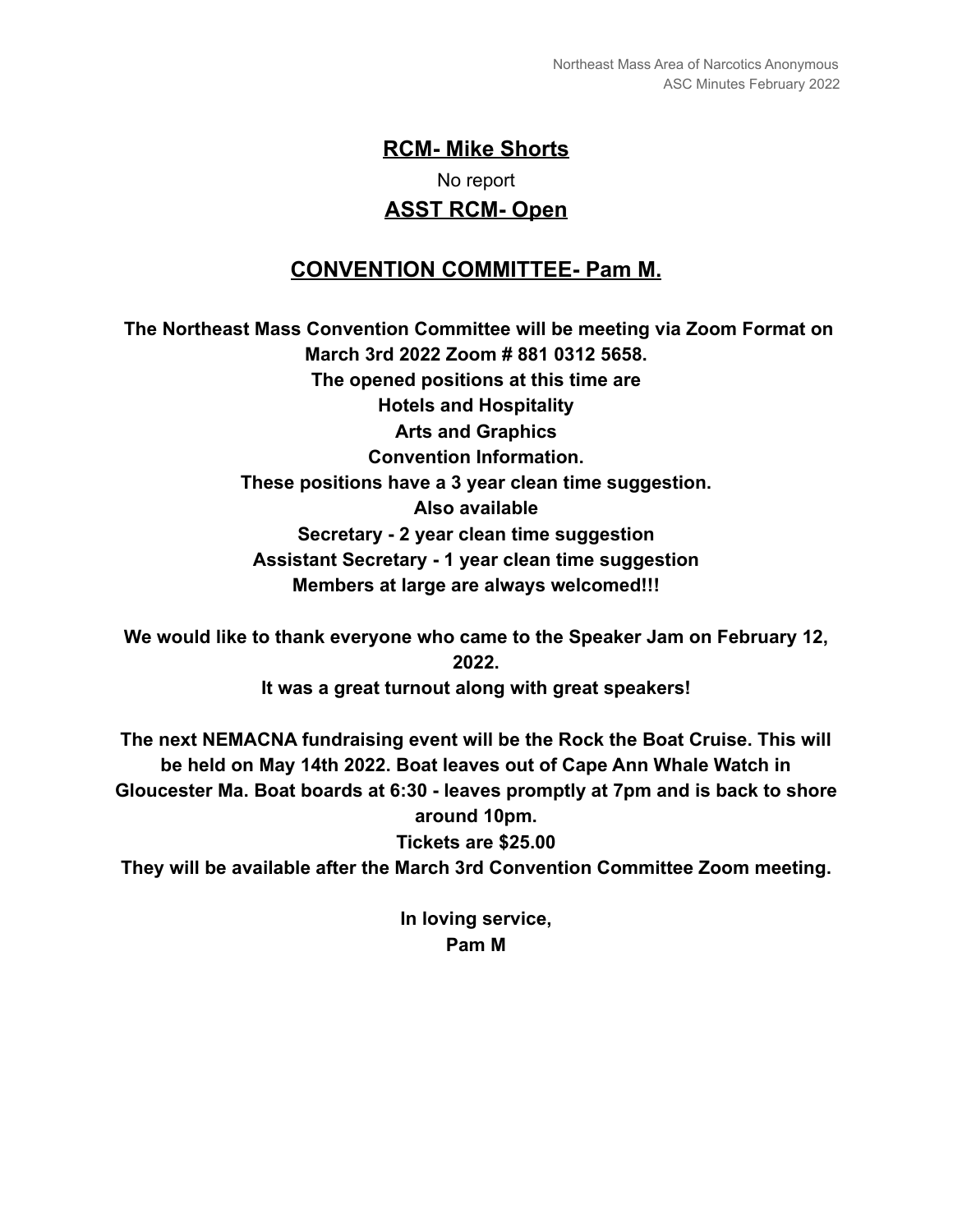## RCM- Mike Shorts

No report

## ASST RCM- Open

## CONVENTION COMMITTEE- Pam M.

**The Northeast Mass Convention Committee will be meeting via Zoom Format on March 3rd 2022 Zoom # 881 0312 5658.**
**The opened positions at this time are**
**Hotels and Hospitality**
**Arts and Graphics**
**Convention Information.**
**These positions have a 3 year clean time suggestion.**
**Also available**
**Secretary - 2 year clean time suggestion**
**Assistant Secretary - 1 year clean time suggestion**
**Members at large are always welcomed!!!**

**We would like to thank everyone who came to the Speaker Jam on February 12, 2022.**
**It was a great turnout along with great speakers!**

**The next NEMACNA fundraising event will be the Rock the Boat Cruise. This will be held on May 14th 2022. Boat leaves out of Cape Ann Whale Watch in Gloucester Ma. Boat boards at 6:30 - leaves promptly at 7pm and is back to shore around 10pm.**
**Tickets are $25.00**
**They will be available after the March 3rd Convention Committee Zoom meeting.**

**In loving service,**
**Pam M**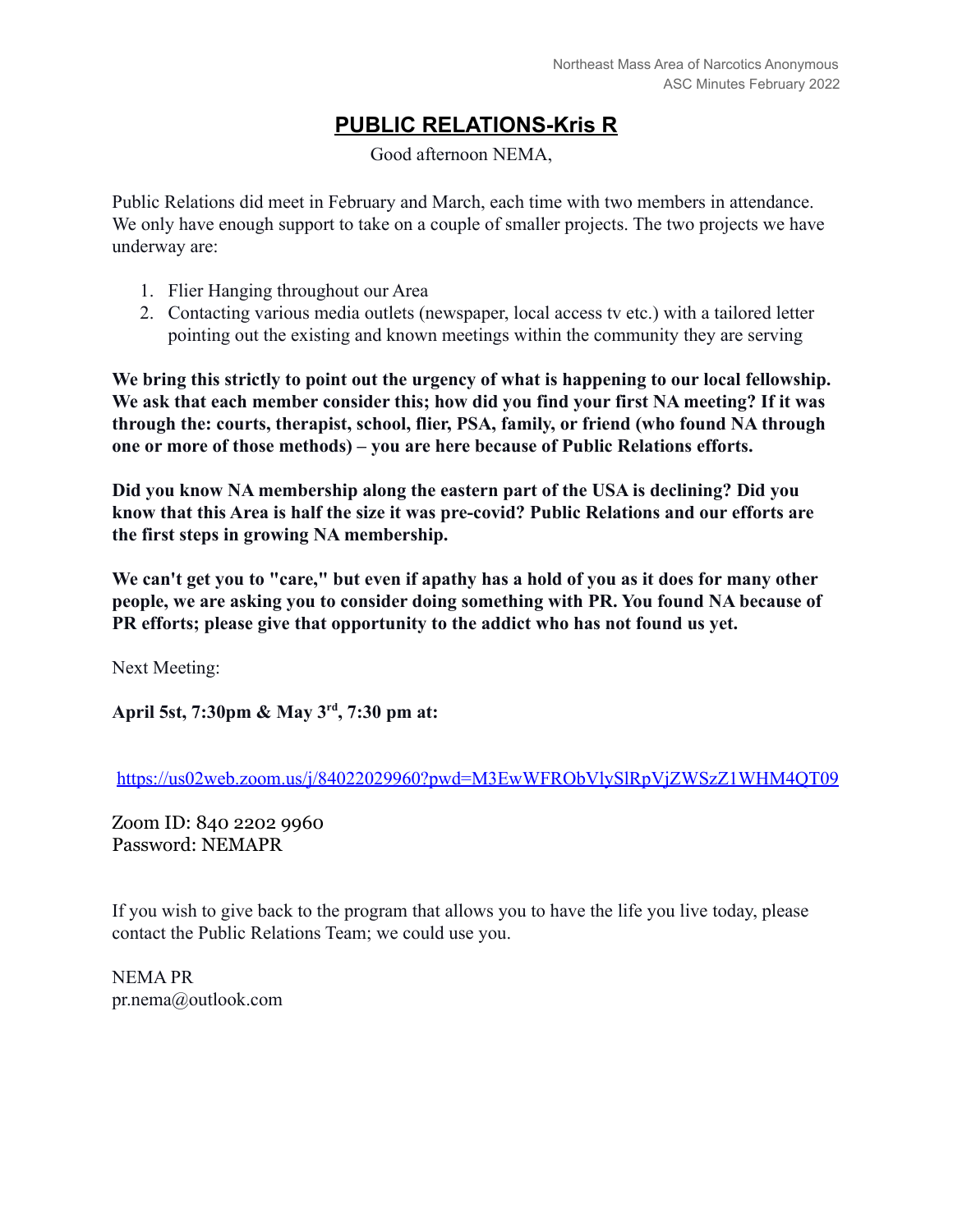# PUBLIC RELATIONS-Kris R

Good afternoon NEMA,

Public Relations did meet in February and March, each time with two members in attendance. We only have enough support to take on a couple of smaller projects. The two projects we have underway are:

1. Flier Hanging throughout our Area
2. Contacting various media outlets (newspaper, local access tv etc.) with a tailored letter pointing out the existing and known meetings within the community they are serving

**We bring this strictly to point out the urgency of what is happening to our local fellowship. We ask that each member consider this; how did you find your first NA meeting? If it was through the: courts, therapist, school, flier, PSA, family, or friend (who found NA through one or more of those methods) – you are here because of Public Relations efforts.**

**Did you know NA membership along the eastern part of the USA is declining? Did you know that this Area is half the size it was pre-covid? Public Relations and our efforts are the first steps in growing NA membership.**

**We can't get you to "care," but even if apathy has a hold of you as it does for many other people, we are asking you to consider doing something with PR. You found NA because of PR efforts; please give that opportunity to the addict who has not found us yet.**

Next Meeting:

**April 5st, 7:30pm & May 3rd, 7:30 pm at:**

https://us02web.zoom.us/j/84022029960?pwd=M3EwWFRObVlySlRpVjZWSzZ1WHM4QT09

Zoom ID: 840 2202 9960
Password: NEMAPR

If you wish to give back to the program that allows you to have the life you live today, please contact the Public Relations Team; we could use you.

NEMA PR
pr.nema@outlook.com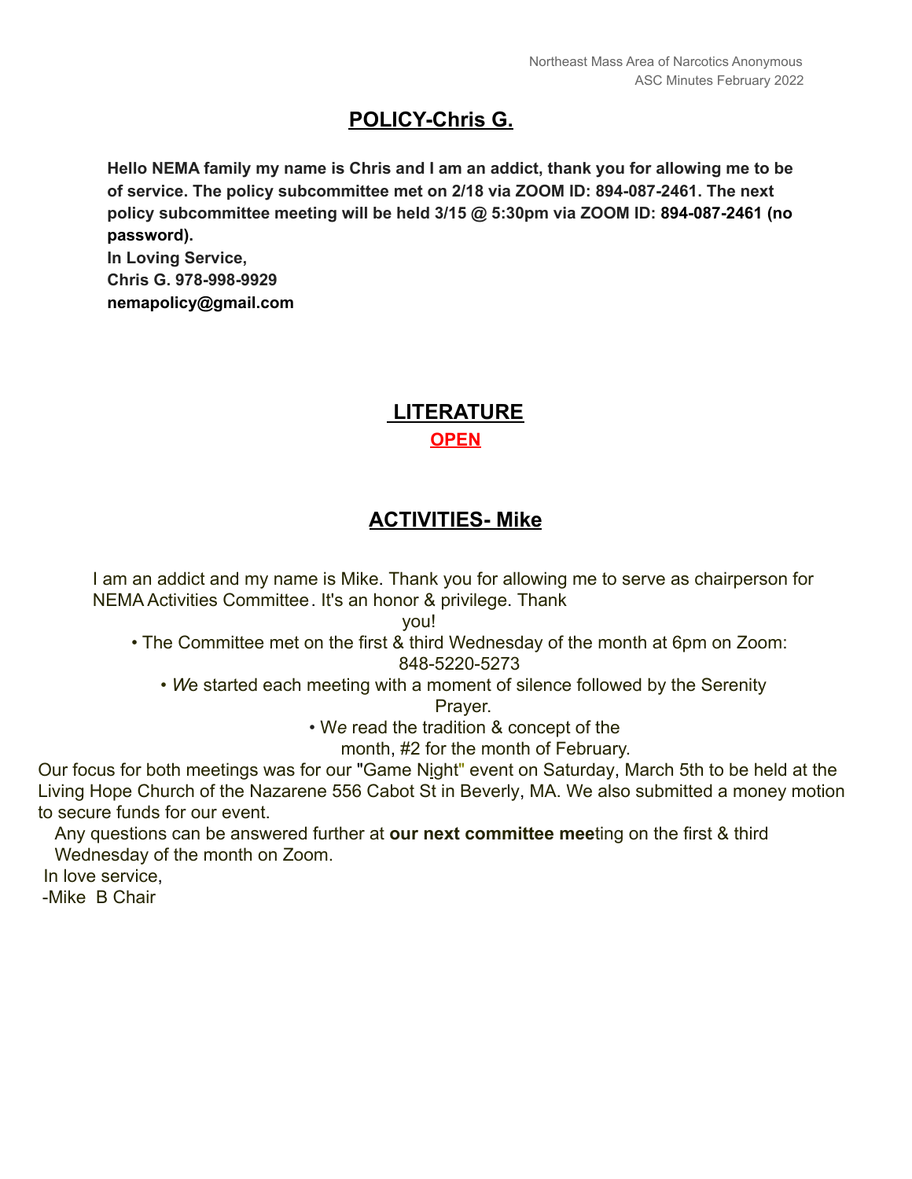## POLICY-Chris G.

**Hello NEMA family my name is Chris and I am an addict, thank you for allowing me to be of service. The policy subcommittee met on 2/18 via ZOOM ID: 894-087-2461. The next policy subcommittee meeting will be held 3/15 @ 5:30pm via ZOOM ID: 894-087-2461 (no password).**
**In Loving Service,**
**Chris G. 978-998-9929**
**nemapolicy@gmail.com**

## LITERATURE

**OPEN**

## ACTIVITIES- Mike

I am an addict and my name is Mike. Thank you for allowing me to serve as chairperson for NEMA Activities Committee. It's an honor & privilege. Thank you!

- The Committee met on the first & third Wednesday of the month at 6pm on Zoom: 848-5220-5273
- *W*e started each meeting with a moment of silence followed by the Serenity Prayer.
- W*e* read the tradition & concept of the month, #2 for the month of February.

Our focus for both meetings was for our "Game Night" event on Saturday, March 5th to be held at the Living Hope Church of the Nazarene 556 Cabot St in Beverly, MA. We also submitted a money motion to secure funds for our event.

Any questions can be answered further at **our next committee mee**ting on the first & third Wednesday of the month on Zoom.

In love service,
-Mike B Chair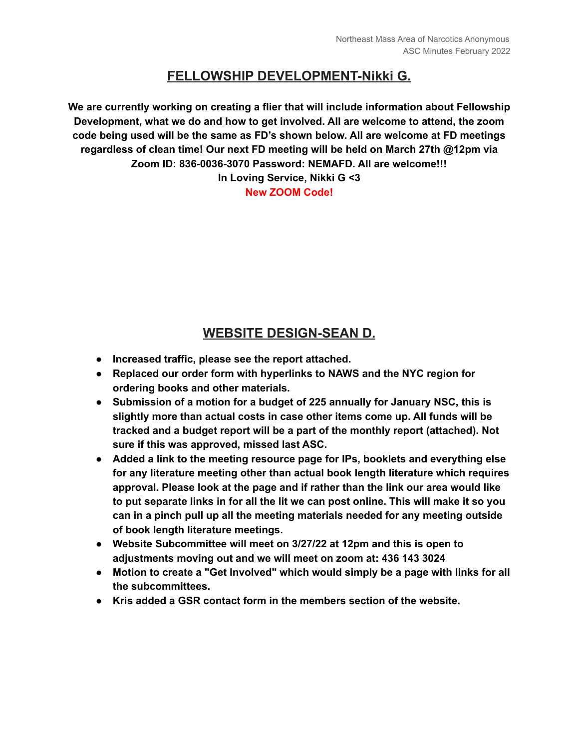## FELLOWSHIP DEVELOPMENT-Nikki G.

**We are currently working on creating a flier that will include information about Fellowship Development, what we do and how to get involved. All are welcome to attend, the zoom code being used will be the same as FD's shown below. All are welcome at FD meetings regardless of clean time! Our next FD meeting will be held on March 27th @12pm via Zoom ID: 836-0036-3070 Password: NEMAFD. All are welcome!!!**
**In Loving Service, Nikki G <3**
**New ZOOM Code!**

## WEBSITE DESIGN-SEAN D.

- **Increased traffic, please see the report attached.**
- **Replaced our order form with hyperlinks to NAWS and the NYC region for ordering books and other materials.**
- **Submission of a motion for a budget of 225 annually for January NSC, this is slightly more than actual costs in case other items come up. All funds will be tracked and a budget report will be a part of the monthly report (attached). Not sure if this was approved, missed last ASC.**
- **Added a link to the meeting resource page for IPs, booklets and everything else for any literature meeting other than actual book length literature which requires approval. Please look at the page and if rather than the link our area would like to put separate links in for all the lit we can post online. This will make it so you can in a pinch pull up all the meeting materials needed for any meeting outside of book length literature meetings.**
- **Website Subcommittee will meet on 3/27/22 at 12pm and this is open to adjustments moving out and we will meet on zoom at: 436 143 3024**
- **Motion to create a "Get Involved" which would simply be a page with links for all the subcommittees.**
- **Kris added a GSR contact form in the members section of the website.**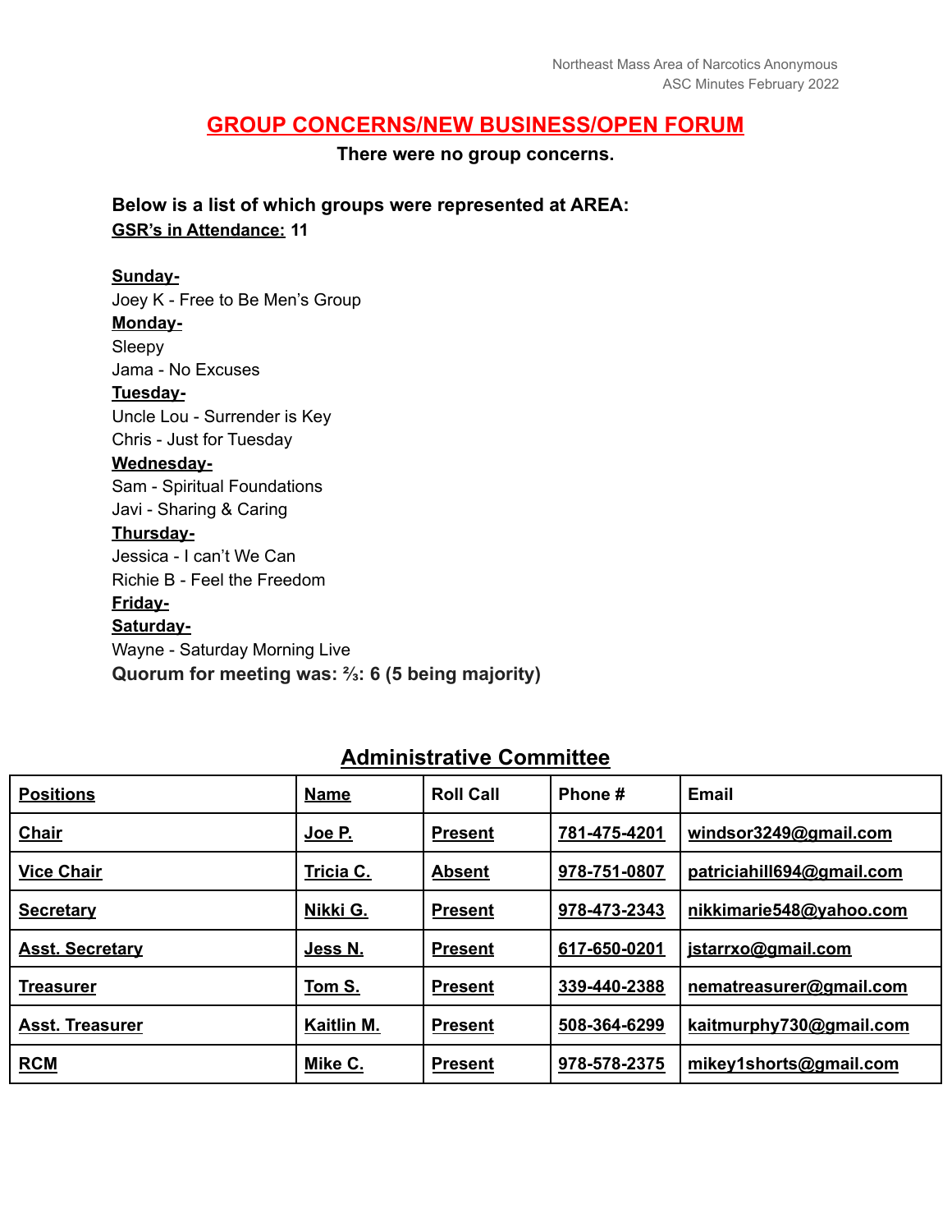## GROUP CONCERNS/NEW BUSINESS/OPEN FORUM

**There were no group concerns.**

**Below is a list of which groups were represented at AREA:**
**GSR's in Attendance: 11**

**Sunday-**
Joey K - Free to Be Men's Group
**Monday-**
Sleepy
Jama - No Excuses
**Tuesday-**
Uncle Lou - Surrender is Key
Chris - Just for Tuesday
**Wednesday-**
Sam - Spiritual Foundations
Javi - Sharing & Caring
**Thursday-**
Jessica - I can't We Can
Richie B - Feel the Freedom
**Friday-**
**Saturday-**
Wayne - Saturday Morning Live
**Quorum for meeting was: ⅔: 6 (5 being majority)**

## Administrative Committee

| Positions | Name | Roll Call | Phone # | Email |
|---|---|---|---|---|
| Chair | Joe P. | Present | 781-475-4201 | windsor3249@gmail.com |
| Vice Chair | Tricia C. | Absent | 978-751-0807 | patriciahill694@gmail.com |
| Secretary | Nikki G. | Present | 978-473-2343 | nikkimarie548@yahoo.com |
| Asst. Secretary | Jess N. | Present | 617-650-0201 | jstarrxo@gmail.com |
| Treasurer | Tom S. | Present | 339-440-2388 | nematreasurer@gmail.com |
| Asst. Treasurer | Kaitlin M. | Present | 508-364-6299 | kaitmurphy730@gmail.com |
| RCM | Mike C. | Present | 978-578-2375 | mikey1shorts@gmail.com |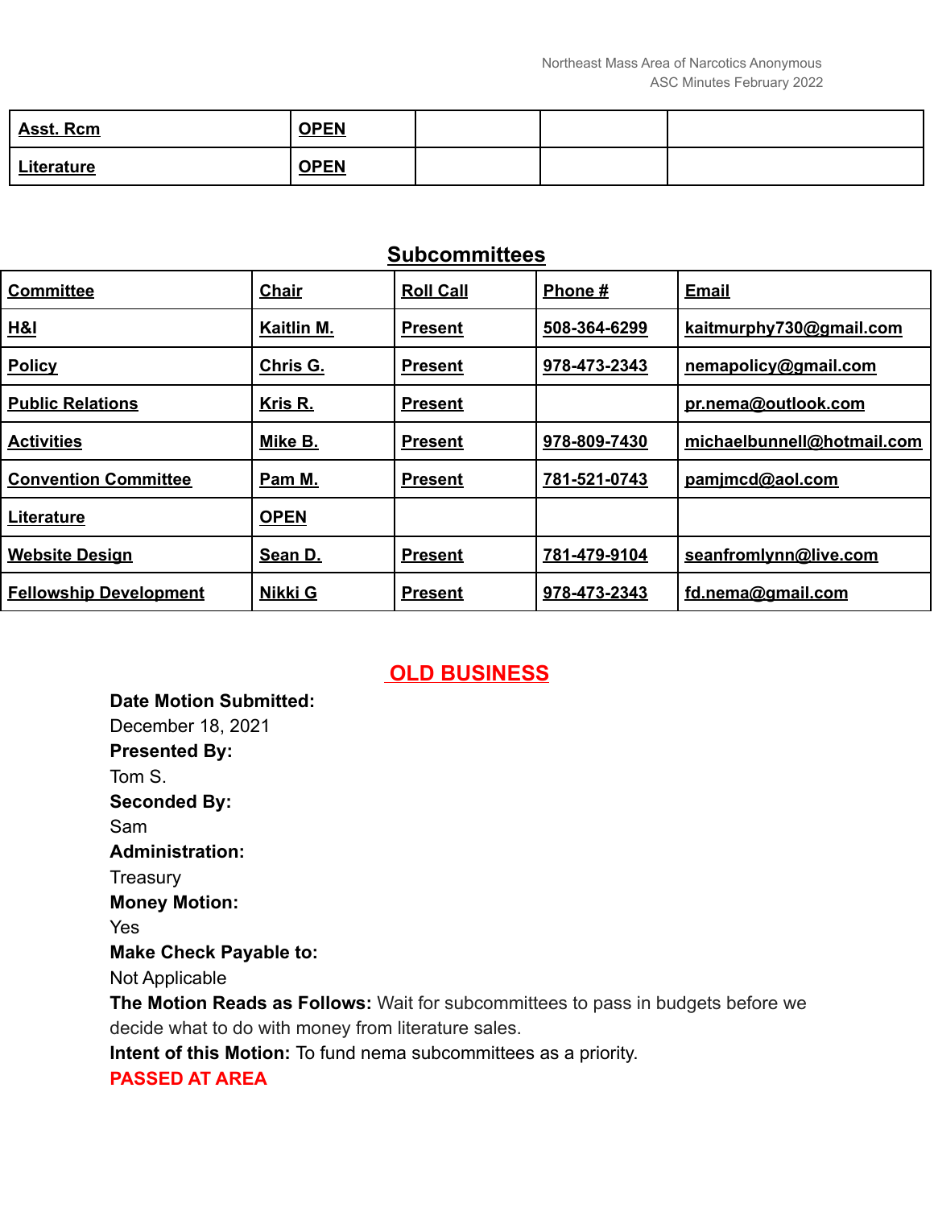| Asst. Rcm | OPEN | | | |
|---|---|---|---|---|
| Literature | OPEN | | | |

## Subcommittees

| Committee | Chair | Roll Call | Phone # | Email |
|---|---|---|---|---|
| H&I | Kaitlin M. | Present | 508-364-6299 | kaitmurphy730@gmail.com |
| Policy | Chris G. | Present | 978-473-2343 | nemapolicy@gmail.com |
| Public Relations | Kris R. | Present | | pr.nema@outlook.com |
| Activities | Mike B. | Present | 978-809-7430 | michaelbunnell@hotmail.com |
| Convention Committee | Pam M. | Present | 781-521-0743 | pamjmcd@aol.com |
| Literature | OPEN | | | |
| Website Design | Sean D. | Present | 781-479-9104 | seanfromlynn@live.com |
| Fellowship Development | Nikki G | Present | 978-473-2343 | fd.nema@gmail.com |

## OLD BUSINESS

**Date Motion Submitted:**
December 18, 2021
**Presented By:**
Tom S.
**Seconded By:**
Sam
**Administration:**
Treasury
**Money Motion:**
Yes
**Make Check Payable to:**
Not Applicable
**The Motion Reads as Follows:** Wait for subcommittees to pass in budgets before we decide what to do with money from literature sales.
**Intent of this Motion:** To fund nema subcommittees as a priority.
**PASSED AT AREA**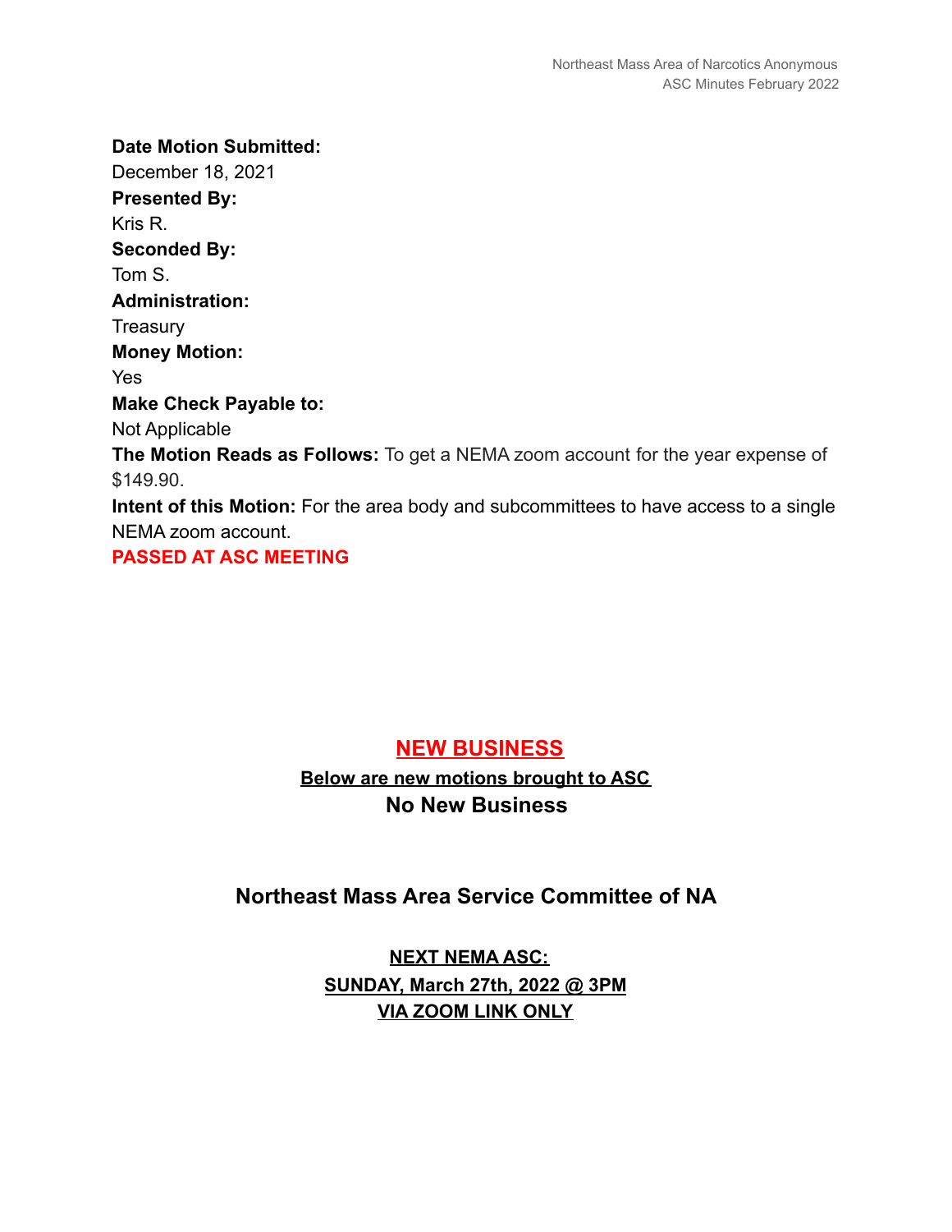**Date Motion Submitted:**
December 18, 2021
**Presented By:**
Kris R.
**Seconded By:**
Tom S.
**Administration:**
Treasury
**Money Motion:**
Yes
**Make Check Payable to:**
Not Applicable
**The Motion Reads as Follows:** To get a NEMA zoom account for the year expense of $149.90.
**Intent of this Motion:** For the area body and subcommittees to have access to a single NEMA zoom account.
**PASSED AT ASC MEETING**

## NEW BUSINESS

**Below are new motions brought to ASC**

**No New Business**

## Northeast Mass Area Service Committee of NA

**NEXT NEMA ASC:**
**SUNDAY, March 27th, 2022 @ 3PM**
**VIA ZOOM LINK ONLY**